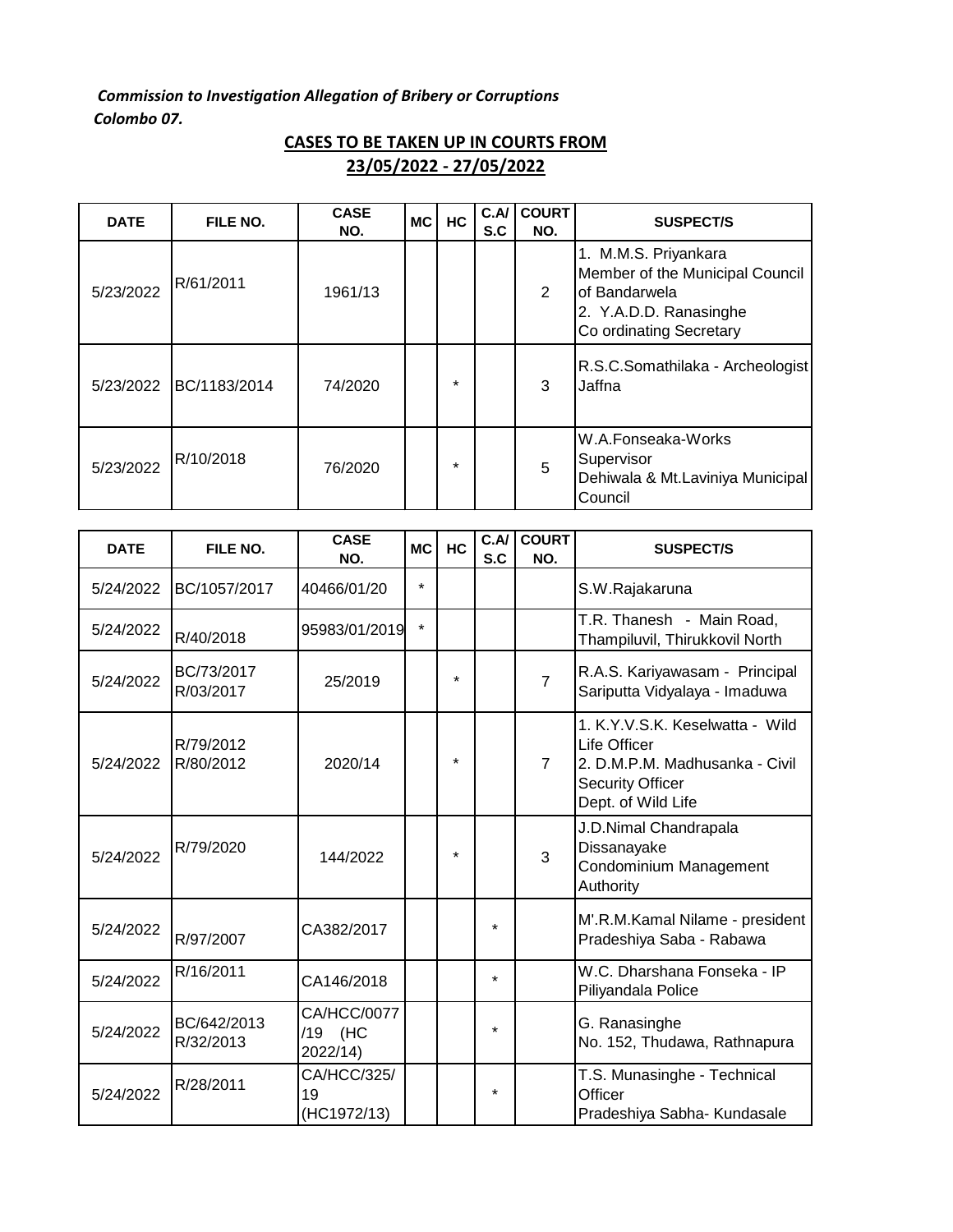*Commission to Investigation Allegation of Bribery or Corruptions*
*Colombo 07.*

## CASES TO BE TAKEN UP IN COURTS FROM 23/05/2022 - 27/05/2022

| DATE | FILE NO. | CASE NO. | MC | HC | C.A/ S.C | COURT NO. | SUSPECT/S |
|---|---|---|---|---|---|---|---|
| 5/23/2022 | R/61/2011 | 1961/13 | | | | 2 | 1. M.M.S. Priyankara Member of the Municipal Council of Bandarwela 2. Y.A.D.D. Ranasinghe Co ordinating Secretary |
| 5/23/2022 | BC/1183/2014 | 74/2020 | | * | | 3 | R.S.C.Somathilaka - Archeologist Jaffna |
| 5/23/2022 | R/10/2018 | 76/2020 | | * | | 5 | W.A.Fonseaka-Works Supervisor Dehiwala & Mt.Laviniya Municipal Council |

| DATE | FILE NO. | CASE NO. | MC | HC | C.A/ S.C | COURT NO. | SUSPECT/S |
|---|---|---|---|---|---|---|---|
| 5/24/2022 | BC/1057/2017 | 40466/01/20 | * | | | | S.W.Rajakaruna |
| 5/24/2022 | R/40/2018 | 95983/01/2019 | * | | | | T.R. Thanesh - Main Road, Thampiluvil, Thirukkovil North |
| 5/24/2022 | BC/73/2017 R/03/2017 | 25/2019 | | * | | 7 | R.A.S. Kariyawasam - Principal Sariputta Vidyalaya - Imaduwa |
| 5/24/2022 | R/79/2012 R/80/2012 | 2020/14 | | * | | 7 | 1. K.Y.V.S.K. Keselwatta - Wild Life Officer 2. D.M.P.M. Madhusanka - Civil Security Officer Dept. of Wild Life |
| 5/24/2022 | R/79/2020 | 144/2022 | | * | | 3 | J.D.Nimal Chandrapala Dissanayake Condominium Management Authority |
| 5/24/2022 | R/97/2007 | CA382/2017 | | | * | | M'.R.M.Kamal Nilame - president Pradeshiya Saba - Rabawa |
| 5/24/2022 | R/16/2011 | CA146/2018 | | | * | | W.C. Dharshana Fonseka - IP Piliyandala Police |
| 5/24/2022 | BC/642/2013 R/32/2013 | CA/HCC/0077 /19 (HC 2022/14) | | | * | | G. Ranasinghe No. 152, Thudawa, Rathnapura |
| 5/24/2022 | R/28/2011 | CA/HCC/325/ 19 (HC1972/13) | | | * | | T.S. Munasinghe - Technical Officer Pradeshiya Sabha- Kundasale |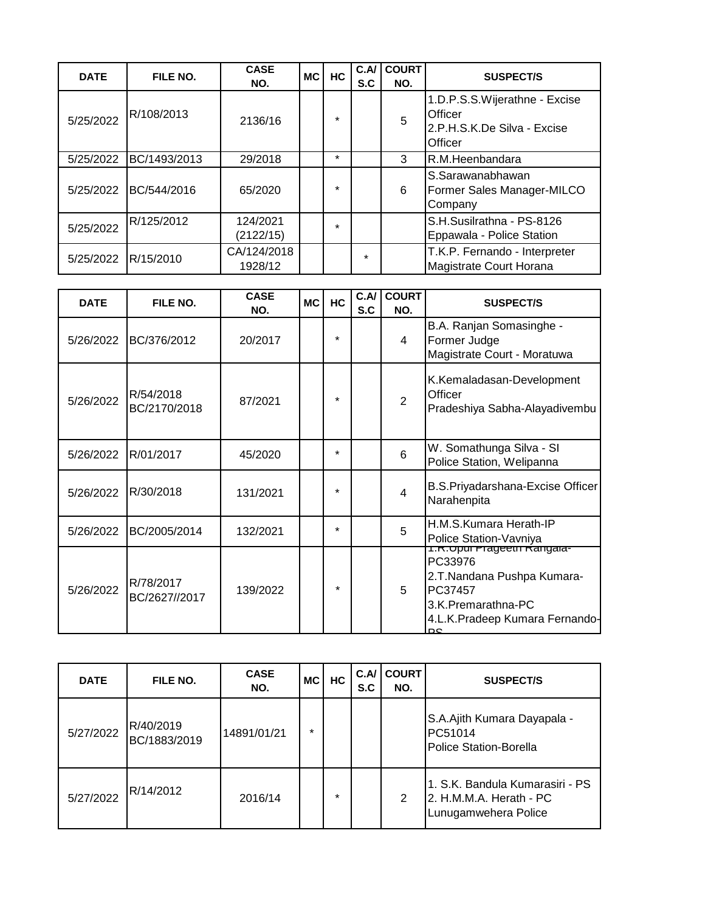| DATE | FILE NO. | CASE NO. | MC | HC | C.A/ S.C | COURT NO. | SUSPECT/S |
|---|---|---|---|---|---|---|---|
| 5/25/2022 | R/108/2013 | 2136/16 | | * | | 5 | 1.D.P.S.S.Wijerathne - Excise Officer<br>2.P.H.S.K.De Silva - Excise Officer |
| 5/25/2022 | BC/1493/2013 | 29/2018 | | * | | 3 | R.M.Heenbandara |
| 5/25/2022 | BC/544/2016 | 65/2020 | | * | | 6 | S.Sarawanabhawan<br>Former Sales Manager-MILCO Company |
| 5/25/2022 | R/125/2012 | 124/2021 (2122/15) | | * | | | S.H.Susilrathna - PS-8126<br>Eppawala - Police Station |
| 5/25/2022 | R/15/2010 | CA/124/2018<br>1928/12 | | | * | | T.K.P. Fernando - Interpreter<br>Magistrate Court Horana |

| DATE | FILE NO. | CASE NO. | MC | HC | C.A/ S.C | COURT NO. | SUSPECT/S |
|---|---|---|---|---|---|---|---|
| 5/26/2022 | BC/376/2012 | 20/2017 | | * | | 4 | B.A. Ranjan Somasinghe - Former Judge<br>Magistrate Court - Moratuwa |
| 5/26/2022 | R/54/2018<br>BC/2170/2018 | 87/2021 | | * | | 2 | K.Kemaladasan-Development Officer<br>Pradeshiya Sabha-Alayadivembu |
| 5/26/2022 | R/01/2017 | 45/2020 | | * | | 6 | W. Somathunga Silva - SI<br>Police Station, Welipanna |
| 5/26/2022 | R/30/2018 | 131/2021 | | * | | 4 | B.S.Priyadarshana-Excise Officer<br>Narahenpita |
| 5/26/2022 | BC/2005/2014 | 132/2021 | | * | | 5 | H.M.S.Kumara Herath-IP<br>Police Station-Vavniya |
| 5/26/2022 | R/78/2017<br>BC/2627//2017 | 139/2022 | | * | | 5 | 1.R.Upul Prageeth Rangala-PC33976<br>2.T.Nandana Pushpa Kumara-PC37457<br>3.K.Premarathna-PC<br>4.L.K.Pradeep Kumara Fernando-PS |

| DATE | FILE NO. | CASE NO. | MC | HC | C.A/ S.C | COURT NO. | SUSPECT/S |
|---|---|---|---|---|---|---|---|
| 5/27/2022 | R/40/2019<br>BC/1883/2019 | 14891/01/21 | * | | | | S.A.Ajith Kumara Dayapala - PC51014<br>Police Station-Borella |
| 5/27/2022 | R/14/2012 | 2016/14 | | * | | 2 | 1. S.K. Bandula Kumarasiri - PS<br>2. H.M.M.A. Herath - PC<br>Lunugamwehera Police |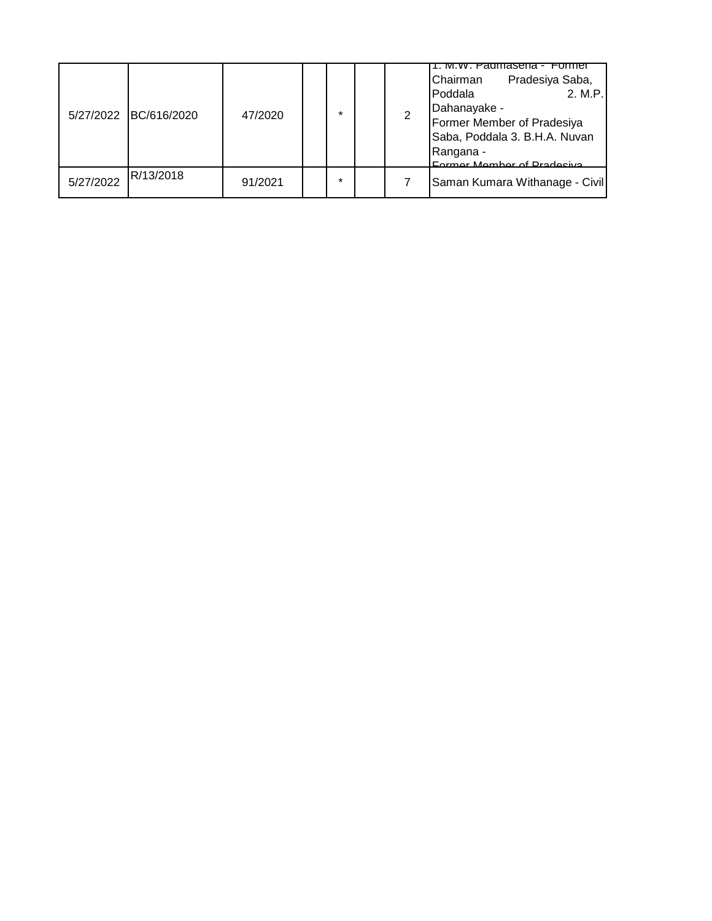| | | | | | | | |
|---|---|---|---|---|---|---|---|
| 5/27/2022 | BC/616/2020 | 47/2020 | | * | | 2 | 1. M.W. Padmasena - Former Chairman Pradesiya Saba, Poddala 2. M.P. Dahanayake - Former Member of Pradesiya Saba, Poddala 3. B.H.A. Nuvan Rangana - Former Member of Pradesiya |
| 5/27/2022 | R/13/2018 | 91/2021 | | * | | 7 | Saman Kumara Withanage - Civil |